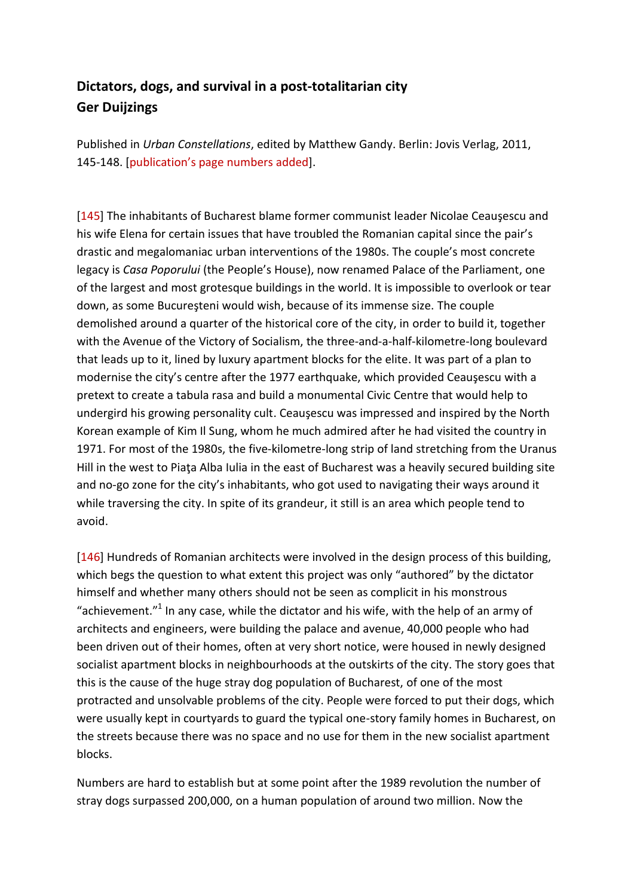**Dictators, dogs, and survival in a post-totalitarian city**
**Ger Duijzings**

Published in *Urban Constellations*, edited by Matthew Gandy. Berlin: Jovis Verlag, 2011, 145-148. [publication's page numbers added].

[145] The inhabitants of Bucharest blame former communist leader Nicolae Ceauşescu and his wife Elena for certain issues that have troubled the Romanian capital since the pair's drastic and megalomaniac urban interventions of the 1980s. The couple's most concrete legacy is *Casa Poporului* (the People's House), now renamed Palace of the Parliament, one of the largest and most grotesque buildings in the world. It is impossible to overlook or tear down, as some Bucureşteni would wish, because of its immense size. The couple demolished around a quarter of the historical core of the city, in order to build it, together with the Avenue of the Victory of Socialism, the three-and-a-half-kilometre-long boulevard that leads up to it, lined by luxury apartment blocks for the elite. It was part of a plan to modernise the city's centre after the 1977 earthquake, which provided Ceauşescu with a pretext to create a tabula rasa and build a monumental Civic Centre that would help to undergird his growing personality cult. Ceauşescu was impressed and inspired by the North Korean example of Kim Il Sung, whom he much admired after he had visited the country in 1971. For most of the 1980s, the five-kilometre-long strip of land stretching from the Uranus Hill in the west to Piaţa Alba Iulia in the east of Bucharest was a heavily secured building site and no-go zone for the city's inhabitants, who got used to navigating their ways around it while traversing the city. In spite of its grandeur, it still is an area which people tend to avoid.

[146] Hundreds of Romanian architects were involved in the design process of this building, which begs the question to what extent this project was only "authored" by the dictator himself and whether many others should not be seen as complicit in his monstrous "achievement."[1] In any case, while the dictator and his wife, with the help of an army of architects and engineers, were building the palace and avenue, 40,000 people who had been driven out of their homes, often at very short notice, were housed in newly designed socialist apartment blocks in neighbourhoods at the outskirts of the city. The story goes that this is the cause of the huge stray dog population of Bucharest, of one of the most protracted and unsolvable problems of the city. People were forced to put their dogs, which were usually kept in courtyards to guard the typical one-story family homes in Bucharest, on the streets because there was no space and no use for them in the new socialist apartment blocks.

Numbers are hard to establish but at some point after the 1989 revolution the number of stray dogs surpassed 200,000, on a human population of around two million. Now the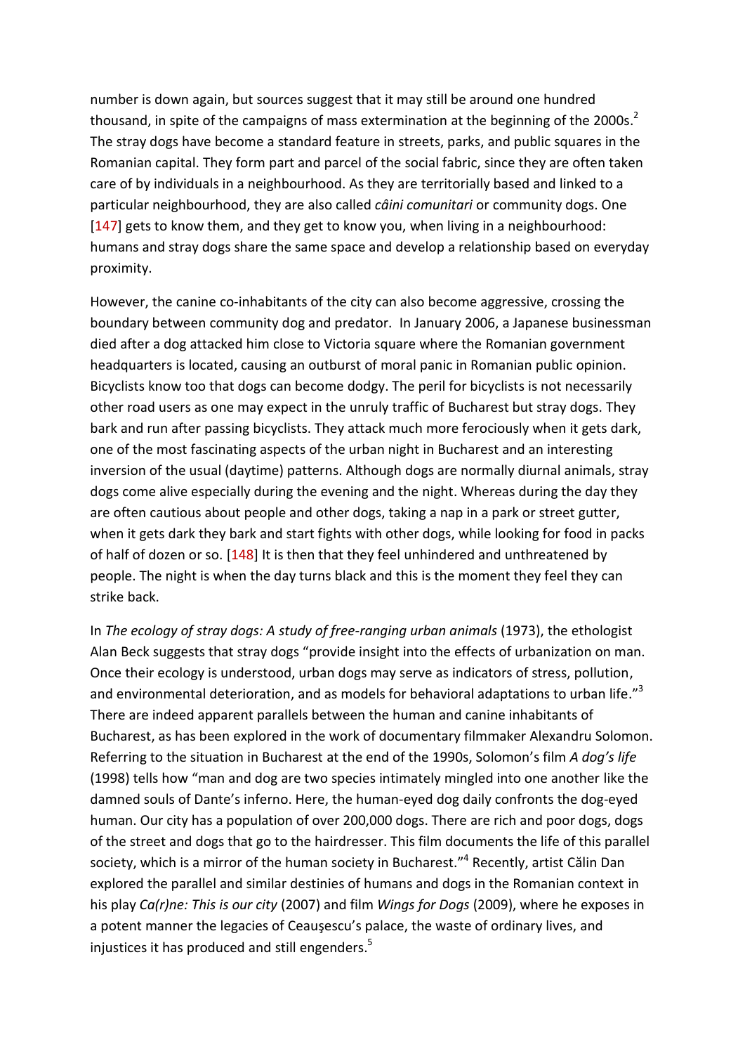number is down again, but sources suggest that it may still be around one hundred thousand, in spite of the campaigns of mass extermination at the beginning of the 2000s.[2] The stray dogs have become a standard feature in streets, parks, and public squares in the Romanian capital. They form part and parcel of the social fabric, since they are often taken care of by individuals in a neighbourhood. As they are territorially based and linked to a particular neighbourhood, they are also called *câini comunitari* or community dogs. One [147] gets to know them, and they get to know you, when living in a neighbourhood: humans and stray dogs share the same space and develop a relationship based on everyday proximity.

However, the canine co-inhabitants of the city can also become aggressive, crossing the boundary between community dog and predator. In January 2006, a Japanese businessman died after a dog attacked him close to Victoria square where the Romanian government headquarters is located, causing an outburst of moral panic in Romanian public opinion. Bicyclists know too that dogs can become dodgy. The peril for bicyclists is not necessarily other road users as one may expect in the unruly traffic of Bucharest but stray dogs. They bark and run after passing bicyclists. They attack much more ferociously when it gets dark, one of the most fascinating aspects of the urban night in Bucharest and an interesting inversion of the usual (daytime) patterns. Although dogs are normally diurnal animals, stray dogs come alive especially during the evening and the night. Whereas during the day they are often cautious about people and other dogs, taking a nap in a park or street gutter, when it gets dark they bark and start fights with other dogs, while looking for food in packs of half of dozen or so. [148] It is then that they feel unhindered and unthreatened by people. The night is when the day turns black and this is the moment they feel they can strike back.

In *The ecology of stray dogs: A study of free-ranging urban animals* (1973), the ethologist Alan Beck suggests that stray dogs "provide insight into the effects of urbanization on man. Once their ecology is understood, urban dogs may serve as indicators of stress, pollution, and environmental deterioration, and as models for behavioral adaptations to urban life."[3] There are indeed apparent parallels between the human and canine inhabitants of Bucharest, as has been explored in the work of documentary filmmaker Alexandru Solomon. Referring to the situation in Bucharest at the end of the 1990s, Solomon's film *A dog's life* (1998) tells how "man and dog are two species intimately mingled into one another like the damned souls of Dante's inferno. Here, the human-eyed dog daily confronts the dog-eyed human. Our city has a population of over 200,000 dogs. There are rich and poor dogs, dogs of the street and dogs that go to the hairdresser. This film documents the life of this parallel society, which is a mirror of the human society in Bucharest."[4] Recently, artist Călin Dan explored the parallel and similar destinies of humans and dogs in the Romanian context in his play *Ca(r)ne: This is our city* (2007) and film *Wings for Dogs* (2009), where he exposes in a potent manner the legacies of Ceauşescu's palace, the waste of ordinary lives, and injustices it has produced and still engenders.[5]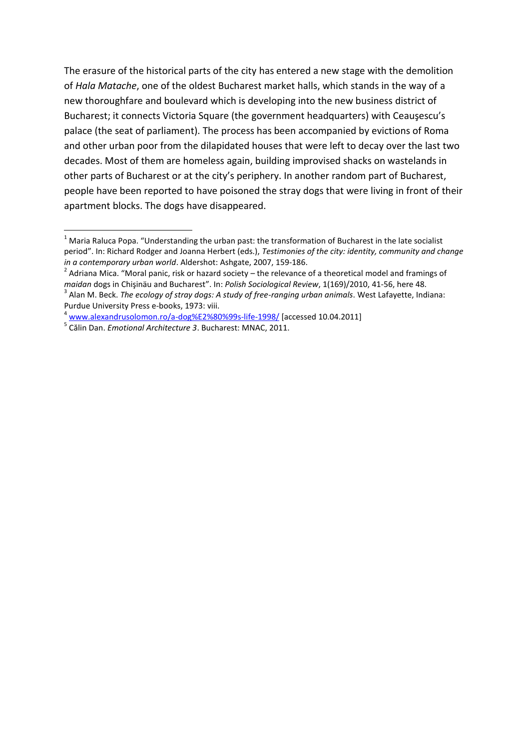The erasure of the historical parts of the city has entered a new stage with the demolition of *Hala Matache*, one of the oldest Bucharest market halls, which stands in the way of a new thoroughfare and boulevard which is developing into the new business district of Bucharest; it connects Victoria Square (the government headquarters) with Ceauşescu's palace (the seat of parliament). The process has been accompanied by evictions of Roma and other urban poor from the dilapidated houses that were left to decay over the last two decades. Most of them are homeless again, building improvised shacks on wastelands in other parts of Bucharest or at the city's periphery. In another random part of Bucharest, people have been reported to have poisoned the stray dogs that were living in front of their apartment blocks. The dogs have disappeared.

---

[1] Maria Raluca Popa. "Understanding the urban past: the transformation of Bucharest in the late socialist period". In: Richard Rodger and Joanna Herbert (eds.), *Testimonies of the city: identity, community and change in a contemporary urban world*. Aldershot: Ashgate, 2007, 159-186.

[2] Adriana Mica. "Moral panic, risk or hazard society – the relevance of a theoretical model and framings of *maidan* dogs in Chişinău and Bucharest". In: *Polish Sociological Review*, 1(169)/2010, 41-56, here 48.

[3] Alan M. Beck. *The ecology of stray dogs: A study of free-ranging urban animals*. West Lafayette, Indiana: Purdue University Press e-books, 1973: viii.

[4] www.alexandrusolomon.ro/a-dog%E2%80%99s-life-1998/ [accessed 10.04.2011]

[5] Călin Dan. *Emotional Architecture 3*. Bucharest: MNAC, 2011.